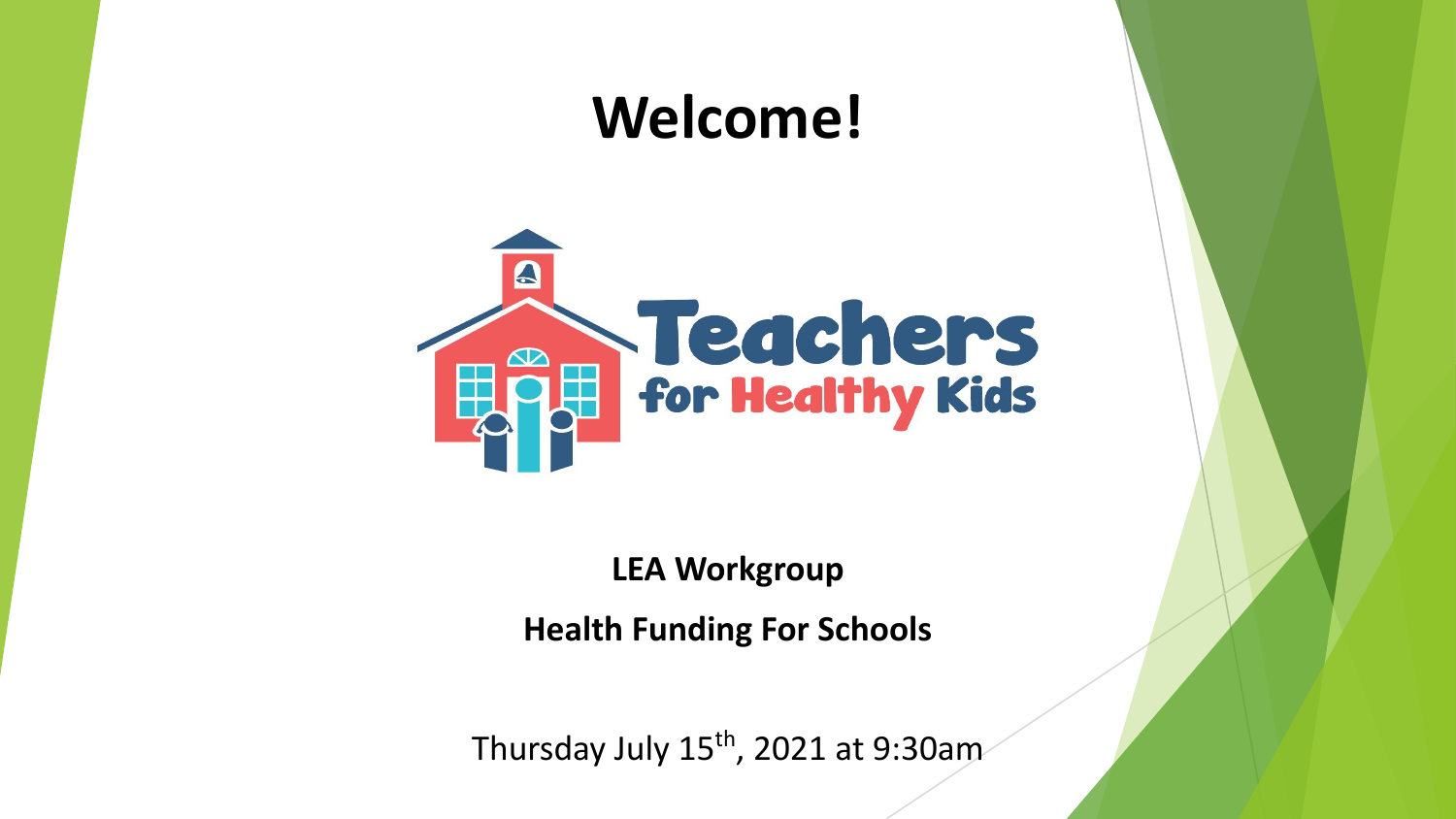# Welcome!

Teachers for Healthy Kids

**LEA Workgroup**

**Health Funding For Schools**

Thursday July 15th, 2021 at 9:30am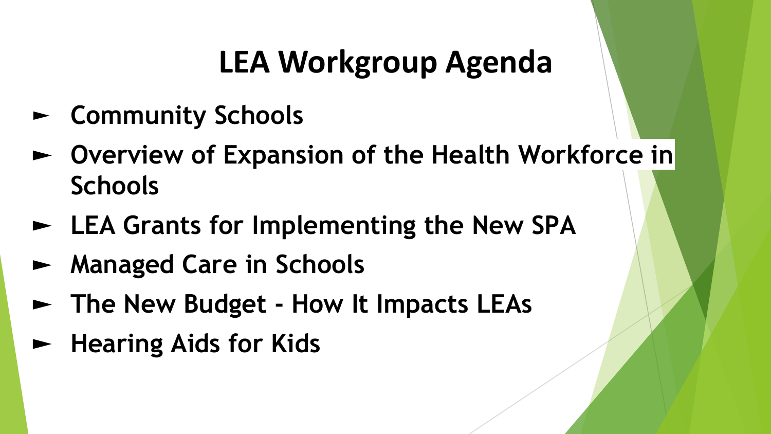# LEA Workgroup Agenda

- Community Schools
- Overview of Expansion of the Health Workforce in Schools
- LEA Grants for Implementing the New SPA
- Managed Care in Schools
- The New Budget - How It Impacts LEAs
- Hearing Aids for Kids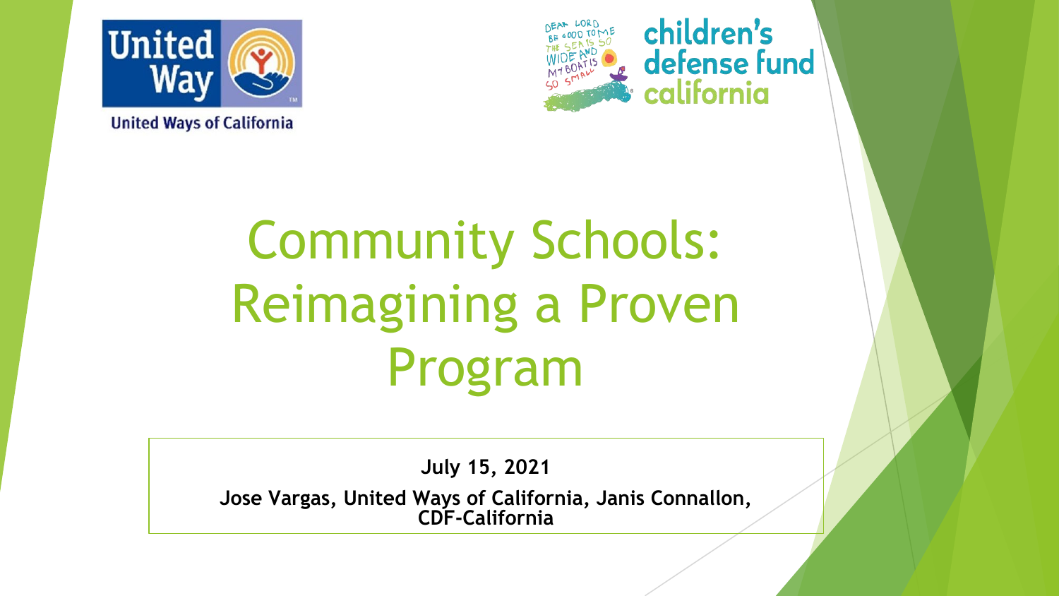United Ways of California

children's defense fund california

# Community Schools: Reimagining a Proven Program

**July 15, 2021**

**Jose Vargas, United Ways of California, Janis Connallon, CDF-California**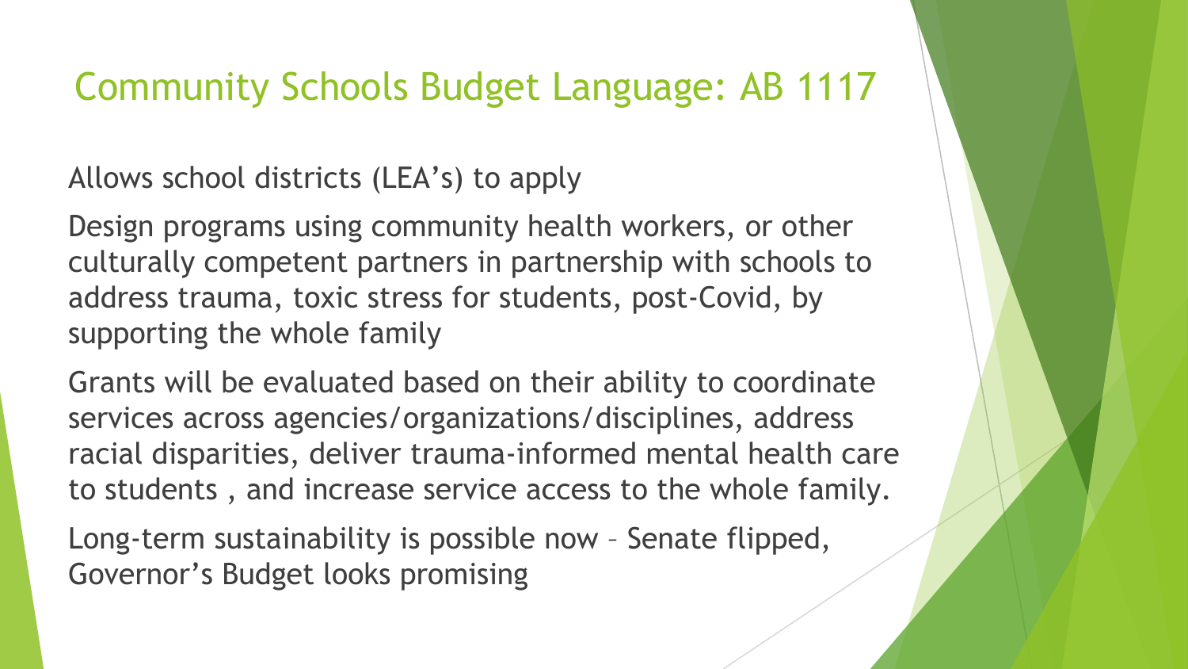# Community Schools Budget Language: AB 1117

- Allows school districts (LEA's) to apply
- Design programs using community health workers, or other culturally competent partners in partnership with schools to address trauma, toxic stress for students, post-Covid, by supporting the whole family
- Grants will be evaluated based on their ability to coordinate services across agencies/organizations/disciplines, address racial disparities, deliver trauma-informed mental health care to students , and increase service access to the whole family.
- Long-term sustainability is possible now – Senate flipped, Governor's Budget looks promising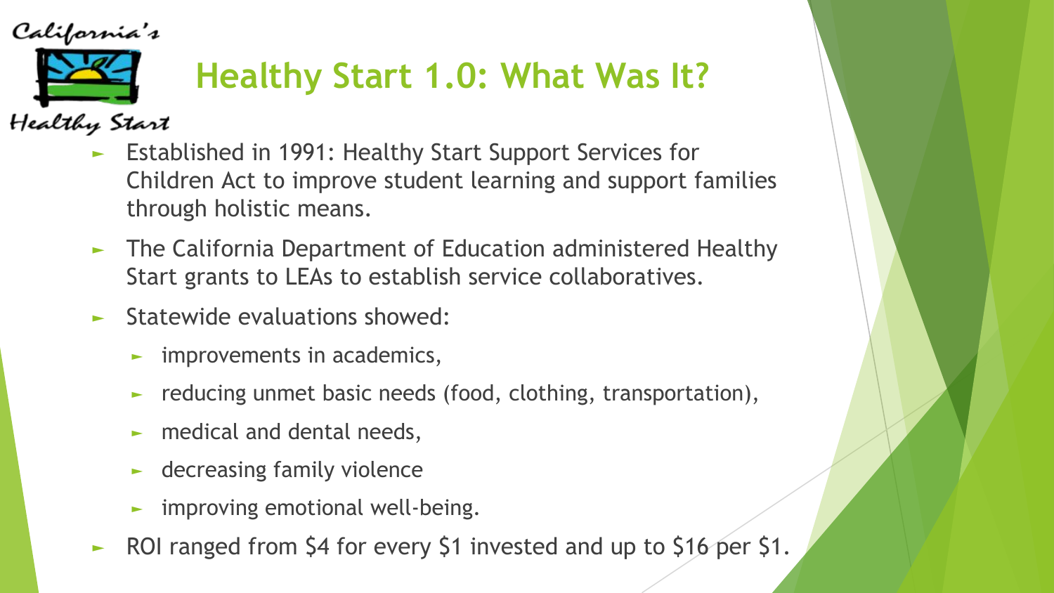# Healthy Start 1.0: What Was It?

- Established in 1991: Healthy Start Support Services for Children Act to improve student learning and support families through holistic means.
- The California Department of Education administered Healthy Start grants to LEAs to establish service collaboratives.
- Statewide evaluations showed:
  - improvements in academics,
  - reducing unmet basic needs (food, clothing, transportation),
  - medical and dental needs,
  - decreasing family violence
  - improving emotional well-being.
- ROI ranged from $4 for every $1 invested and up to $16 per $1.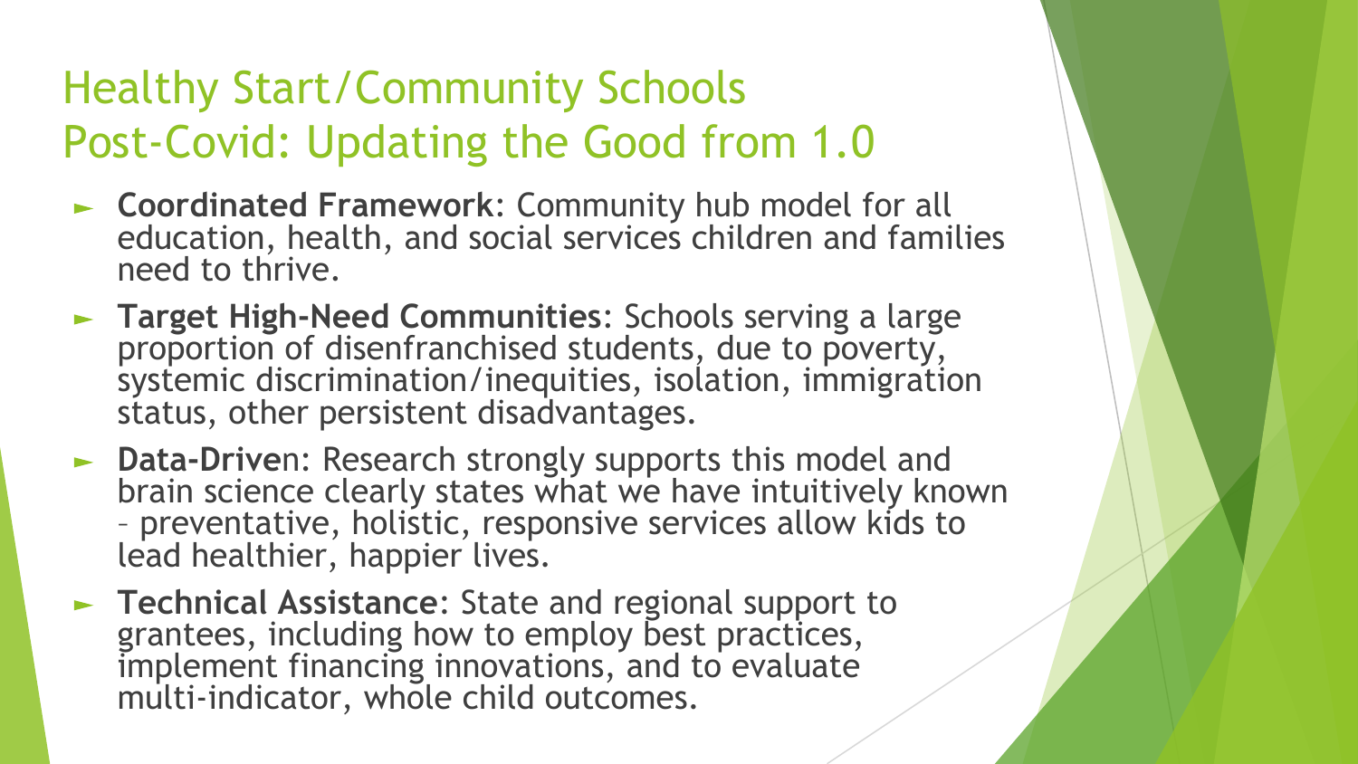# Healthy Start/Community Schools Post-Covid: Updating the Good from 1.0

- **Coordinated Framework**: Community hub model for all education, health, and social services children and families need to thrive.
- **Target High-Need Communities**: Schools serving a large proportion of disenfranchised students, due to poverty, systemic discrimination/inequities, isolation, immigration status, other persistent disadvantages.
- **Data-Drive**n: Research strongly supports this model and brain science clearly states what we have intuitively known – preventative, holistic, responsive services allow kids to lead healthier, happier lives.
- **Technical Assistance**: State and regional support to grantees, including how to employ best practices, implement financing innovations, and to evaluate multi-indicator, whole child outcomes.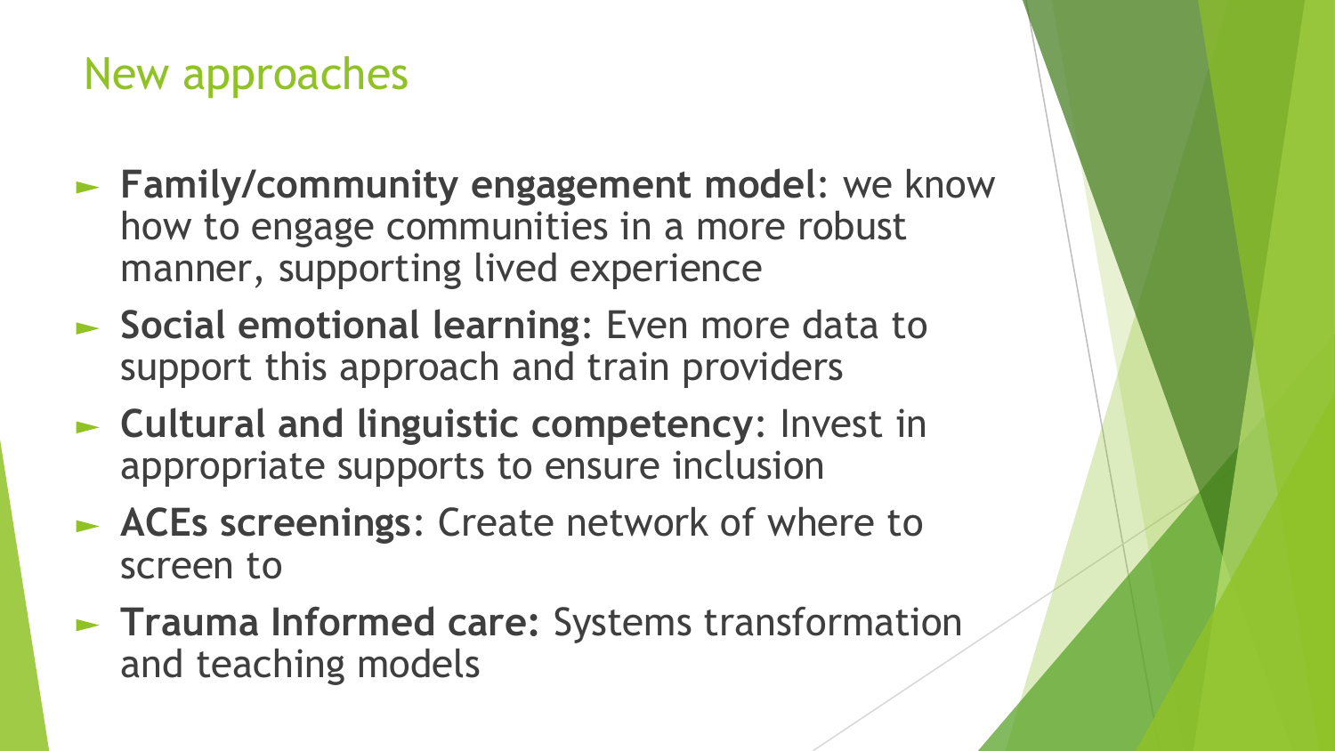# New approaches

- **Family/community engagement model**: we know how to engage communities in a more robust manner, supporting lived experience
- **Social emotional learning**: Even more data to support this approach and train providers
- **Cultural and linguistic competency**: Invest in appropriate supports to ensure inclusion
- **ACEs screenings**: Create network of where to screen to
- **Trauma Informed care:** Systems transformation and teaching models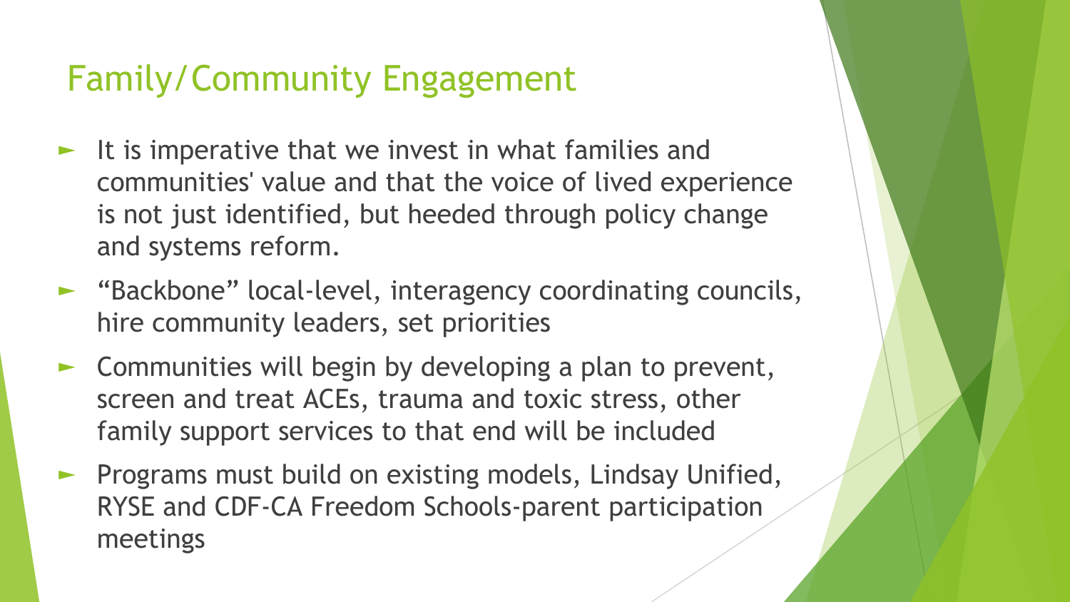## Family/Community Engagement

- It is imperative that we invest in what families and communities' value and that the voice of lived experience is not just identified, but heeded through policy change and systems reform.
- "Backbone" local-level, interagency coordinating councils, hire community leaders, set priorities
- Communities will begin by developing a plan to prevent, screen and treat ACEs, trauma and toxic stress, other family support services to that end will be included
- Programs must build on existing models, Lindsay Unified, RYSE and CDF-CA Freedom Schools-parent participation meetings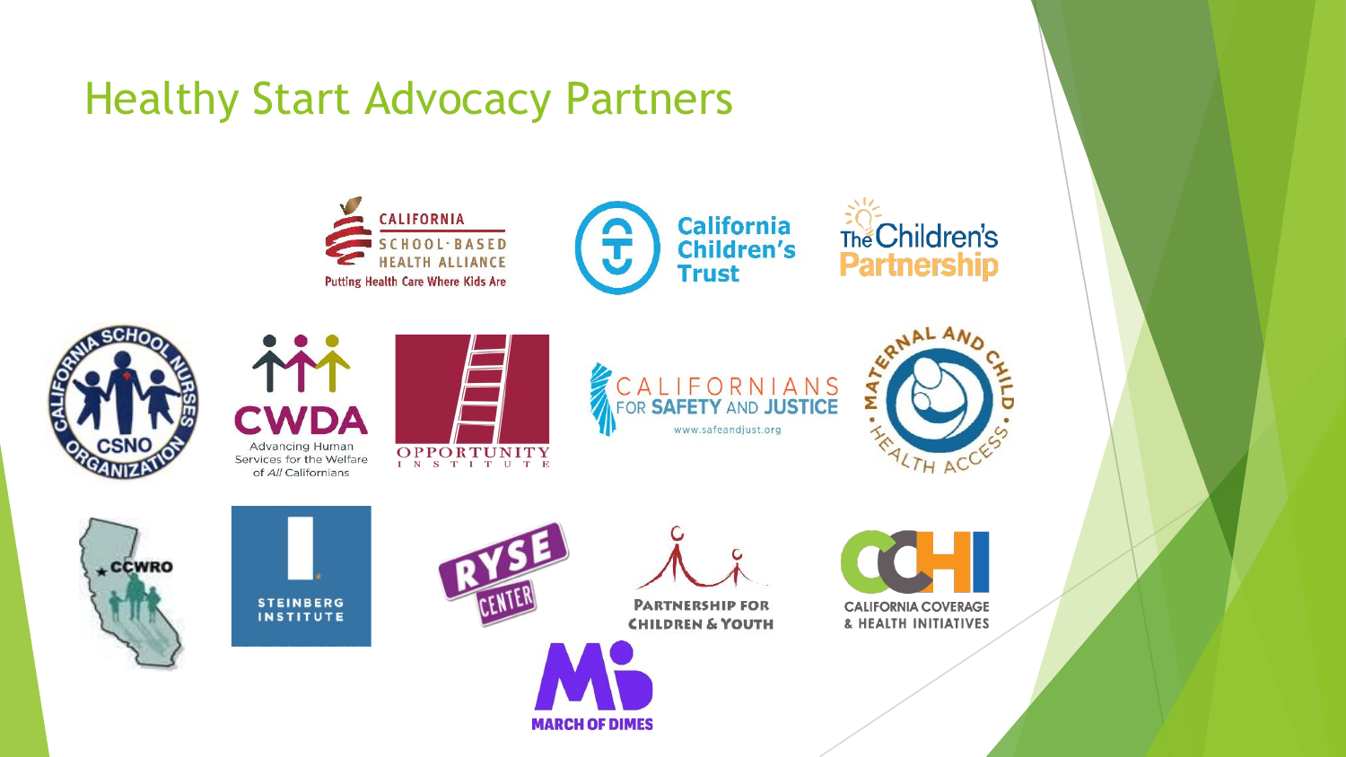# Healthy Start Advocacy Partners

CALIFORNIA SCHOOL-BASED HEALTH ALLIANCE
Putting Health Care Where Kids Are

California Children's Trust

The Children's Partnership

CALIFORNIA SCHOOL NURSES ORGANIZATION CSNO

CWDA
Advancing Human Services for the Welfare of *All* Californians

OPPORTUNITY INSTITUTE

CALIFORNIANS FOR SAFETY AND JUSTICE
www.safeandjust.org

MATERNAL AND CHILD HEALTH ACCESS

CCWRO

STEINBERG INSTITUTE

RYSE CENTER

PARTNERSHIP FOR CHILDREN & YOUTH

CCHI
CALIFORNIA COVERAGE & HEALTH INITIATIVES

MARCH OF DIMES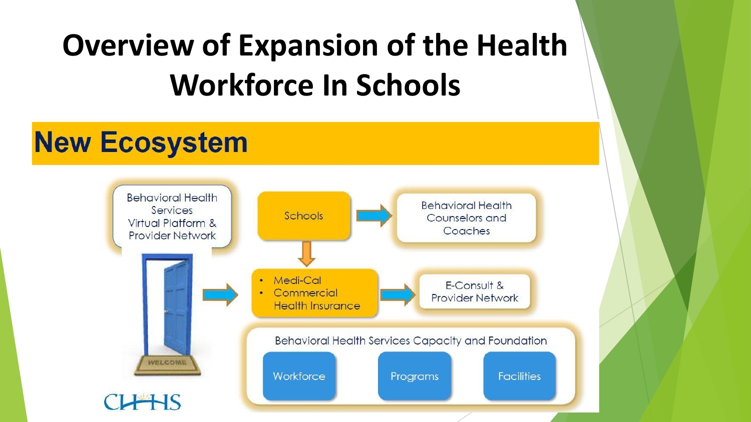# Overview of Expansion of the Health Workforce In Schools

## New Ecosystem

Behavioral Health Services Virtual Platform & Provider Network

Schools

Behavioral Health Counselors and Coaches

- Medi-Cal
- Commercial Health Insurance

E-Consult & Provider Network

Behavioral Health Services Capacity and Foundation

Workforce

Programs

Facilities

CHHS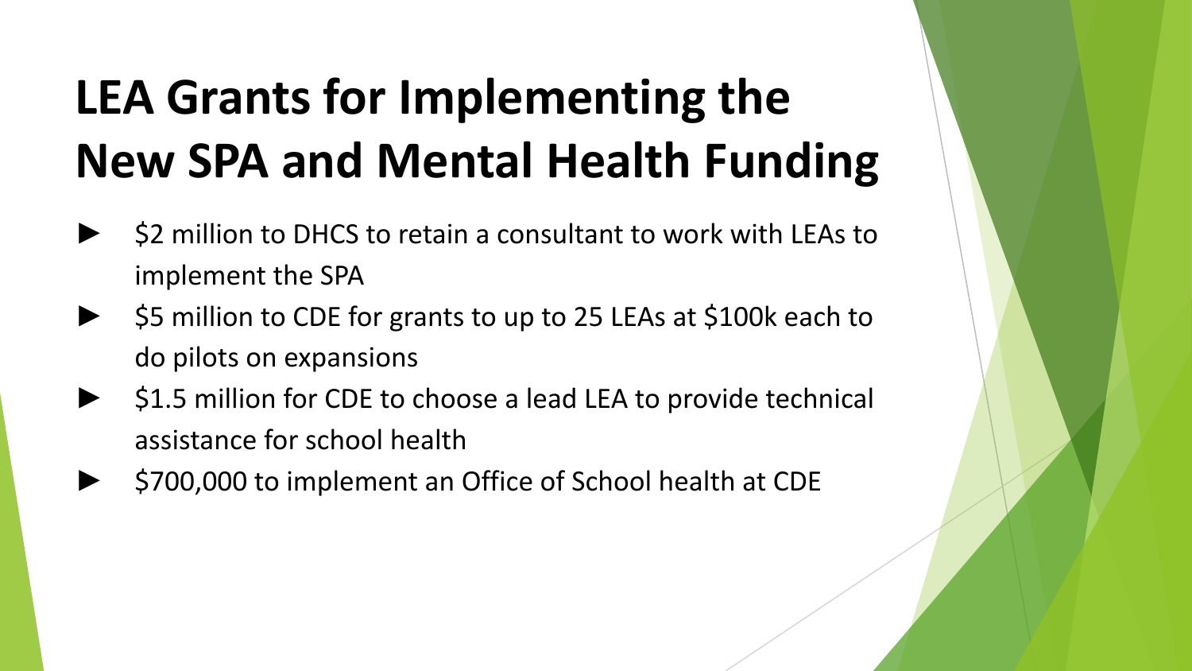# LEA Grants for Implementing the New SPA and Mental Health Funding

- $2 million to DHCS to retain a consultant to work with LEAs to implement the SPA
- $5 million to CDE for grants to up to 25 LEAs at $100k each to do pilots on expansions
- $1.5 million for CDE to choose a lead LEA to provide technical assistance for school health
- $700,000 to implement an Office of School health at CDE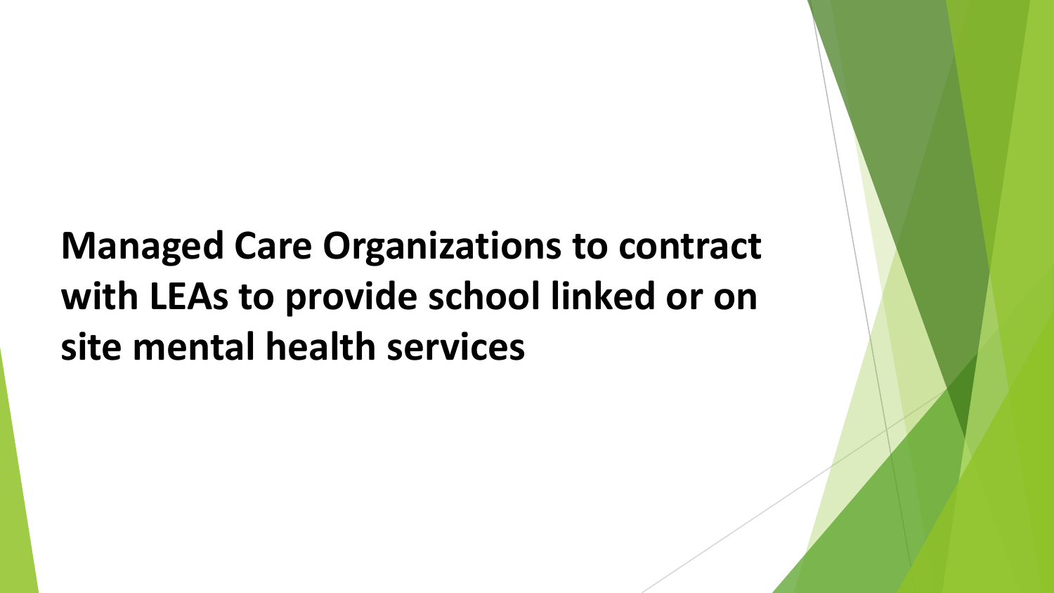# Managed Care Organizations to contract with LEAs to provide school linked or on site mental health services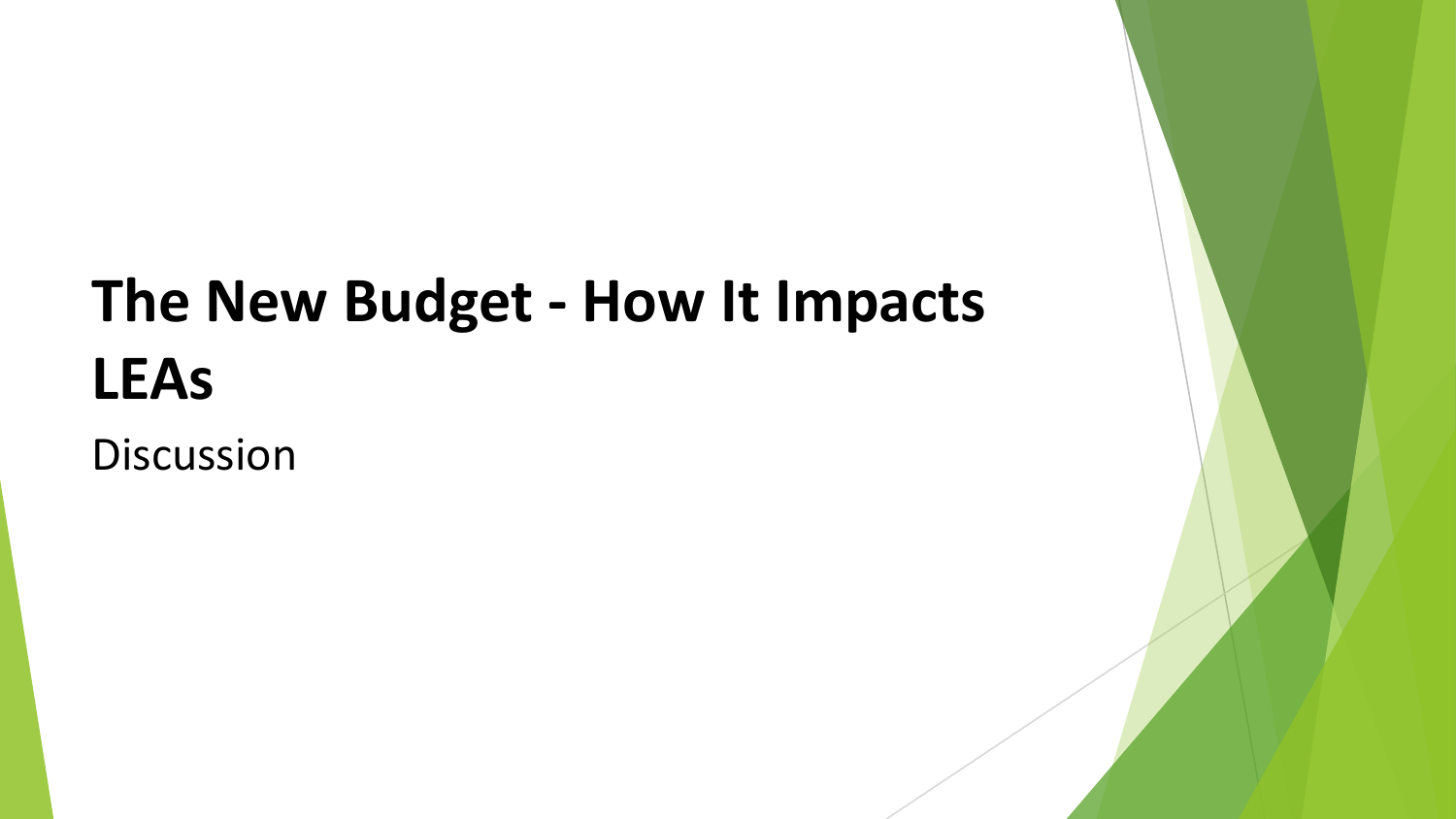# The New Budget - How It Impacts LEAs

Discussion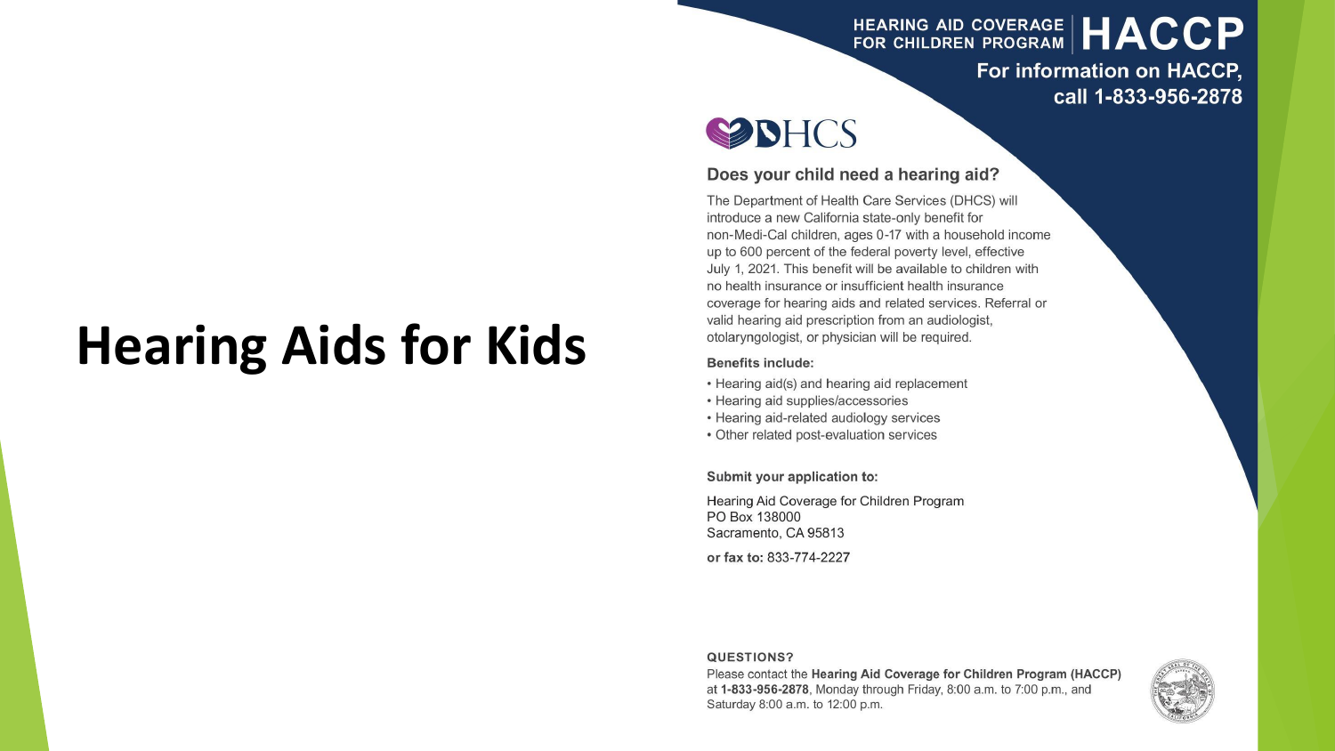# Hearing Aids for Kids

HEARING AID COVERAGE FOR CHILDREN PROGRAM | **HACCP**

**For information on HACCP, call 1-833-956-2878**

DHCS

### Does your child need a hearing aid?

The Department of Health Care Services (DHCS) will introduce a new California state-only benefit for non-Medi-Cal children, ages 0-17 with a household income up to 600 percent of the federal poverty level, effective July 1, 2021. This benefit will be available to children with no health insurance or insufficient health insurance coverage for hearing aids and related services. Referral or valid hearing aid prescription from an audiologist, otolaryngologist, or physician will be required.

**Benefits include:**

- Hearing aid(s) and hearing aid replacement
- Hearing aid supplies/accessories
- Hearing aid-related audiology services
- Other related post-evaluation services

**Submit your application to:**

Hearing Aid Coverage for Children Program
PO Box 138000
Sacramento, CA 95813

**or fax to:** 833-774-2227

**QUESTIONS?**

Please contact the **Hearing Aid Coverage for Children Program (HACCP)** at **1-833-956-2878**, Monday through Friday, 8:00 a.m. to 7:00 p.m., and Saturday 8:00 a.m. to 12:00 p.m.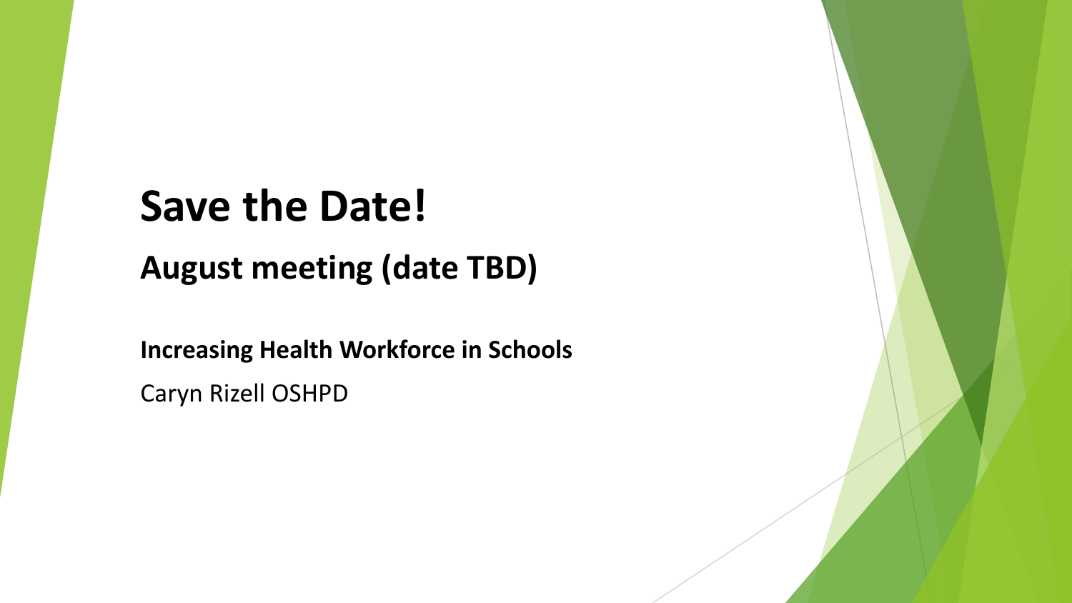# Save the Date!

## August meeting (date TBD)

**Increasing Health Workforce in Schools**

Caryn Rizell OSHPD